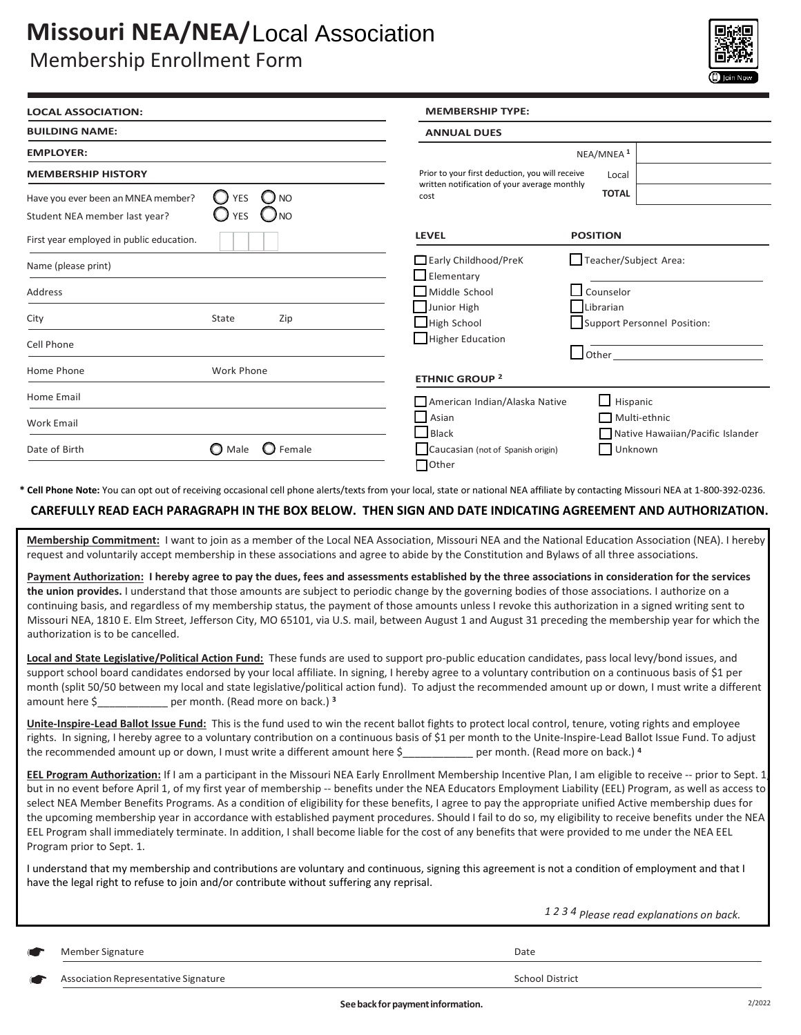# Missouri NEA/NEA/Local Association
## Membership Enrollment Form

Join Now

**LOCAL ASSOCIATION:**

**BUILDING NAME:**

**EMPLOYER:**

**MEMBERSHIP HISTORY**

Have you ever been an MNEA member? ○ YES ○ NO

Student NEA member last year? ○ YES ○ NO

First year employed in public education. ☐☐☐☐

Name (please print)

Address

City  State  Zip

Cell Phone

Home Phone  Work Phone

Home Email

Work Email

Date of Birth  ○ Male ○ Female

**MEMBERSHIP TYPE:**

**ANNUAL DUES**

Prior to your first deduction, you will receive written notification of your average monthly cost

| | |
|---|---|
| NEA/MNEA [1] | |
| Local | |
| **TOTAL** | |

**LEVEL**

- ☐ Early Childhood/PreK
- ☐ Elementary
- ☐ Middle School
- ☐ Junior High
- ☐ High School
- ☐ Higher Education

**POSITION**

- ☐ Teacher/Subject Area: ____________
- ☐ Counselor
- ☐ Librarian
- ☐ Support Personnel Position: ____________
- ☐ Other ____________

**ETHNIC GROUP [2]**

- ☐ American Indian/Alaska Native
- ☐ Asian
- ☐ Black
- ☐ Caucasian (not of Spanish origin)
- ☐ Other
- ☐ Hispanic
- ☐ Multi-ethnic
- ☐ Native Hawaiian/Pacific Islander
- ☐ Unknown

**\* Cell Phone Note:** You can opt out of receiving occasional cell phone alerts/texts from your local, state or national NEA affiliate by contacting Missouri NEA at 1-800-392-0236.

**CAREFULLY READ EACH PARAGRAPH IN THE BOX BELOW. THEN SIGN AND DATE INDICATING AGREEMENT AND AUTHORIZATION.**

**Membership Commitment:** I want to join as a member of the Local NEA Association, Missouri NEA and the National Education Association (NEA). I hereby request and voluntarily accept membership in these associations and agree to abide by the Constitution and Bylaws of all three associations.

**Payment Authorization: I hereby agree to pay the dues, fees and assessments established by the three associations in consideration for the services the union provides.** I understand that those amounts are subject to periodic change by the governing bodies of those associations. I authorize on a continuing basis, and regardless of my membership status, the payment of those amounts unless I revoke this authorization in a signed writing sent to Missouri NEA, 1810 E. Elm Street, Jefferson City, MO 65101, via U.S. mail, between August 1 and August 31 preceding the membership year for which the authorization is to be cancelled.

**Local and State Legislative/Political Action Fund:** These funds are used to support pro-public education candidates, pass local levy/bond issues, and support school board candidates endorsed by your local affiliate. In signing, I hereby agree to a voluntary contribution on a continuous basis of $1 per month (split 50/50 between my local and state legislative/political action fund). To adjust the recommended amount up or down, I must write a different amount here $___________ per month. (Read more on back.) [3]

**Unite-Inspire-Lead Ballot Issue Fund:** This is the fund used to win the recent ballot fights to protect local control, tenure, voting rights and employee rights. In signing, I hereby agree to a voluntary contribution on a continuous basis of $1 per month to the Unite-Inspire-Lead Ballot Issue Fund. To adjust the recommended amount up or down, I must write a different amount here $___________ per month. (Read more on back.) [4]

**EEL Program Authorization:** If I am a participant in the Missouri NEA Early Enrollment Membership Incentive Plan, I am eligible to receive -- prior to Sept. 1, but in no event before April 1, of my first year of membership -- benefits under the NEA Educators Employment Liability (EEL) Program, as well as access to select NEA Member Benefits Programs. As a condition of eligibility for these benefits, I agree to pay the appropriate unified Active membership dues for the upcoming membership year in accordance with established payment procedures. Should I fail to do so, my eligibility to receive benefits under the NEA EEL Program shall immediately terminate. In addition, I shall become liable for the cost of any benefits that were provided to me under the NEA EEL Program prior to Sept. 1.

I understand that my membership and contributions are voluntary and continuous, signing this agreement is not a condition of employment and that I have the legal right to refuse to join and/or contribute without suffering any reprisal.

*1 2 3 4 Please read explanations on back.*

Member Signature  Date

Association Representative Signature  School District

**See back for payment information.**

2/2022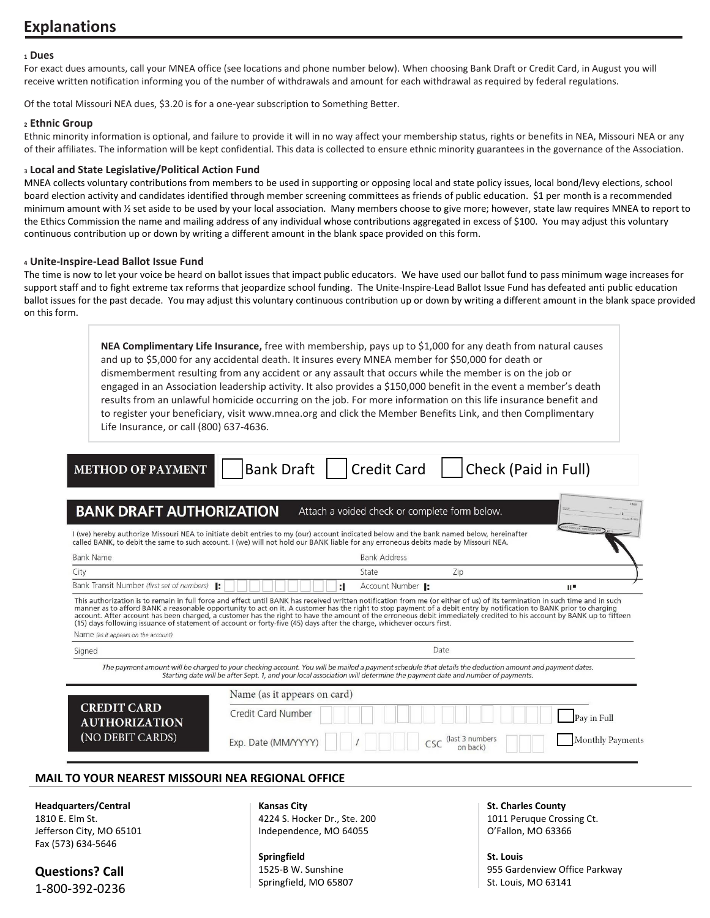# Explanations

**1 Dues**

For exact dues amounts, call your MNEA office (see locations and phone number below). When choosing Bank Draft or Credit Card, in August you will receive written notification informing you of the number of withdrawals and amount for each withdrawal as required by federal regulations.

Of the total Missouri NEA dues, $3.20 is for a one-year subscription to Something Better.

**2 Ethnic Group**

Ethnic minority information is optional, and failure to provide it will in no way affect your membership status, rights or benefits in NEA, Missouri NEA or any of their affiliates. The information will be kept confidential. This data is collected to ensure ethnic minority guarantees in the governance of the Association.

**3 Local and State Legislative/Political Action Fund**

MNEA collects voluntary contributions from members to be used in supporting or opposing local and state policy issues, local bond/levy elections, school board election activity and candidates identified through member screening committees as friends of public education. $1 per month is a recommended minimum amount with ½ set aside to be used by your local association. Many members choose to give more; however, state law requires MNEA to report to the Ethics Commission the name and mailing address of any individual whose contributions aggregated in excess of $100. You may adjust this voluntary continuous contribution up or down by writing a different amount in the blank space provided on this form.

**4 Unite-Inspire-Lead Ballot Issue Fund**

The time is now to let your voice be heard on ballot issues that impact public educators. We have used our ballot fund to pass minimum wage increases for support staff and to fight extreme tax reforms that jeopardize school funding. The Unite-Inspire-Lead Ballot Issue Fund has defeated anti public education ballot issues for the past decade. You may adjust this voluntary continuous contribution up or down by writing a different amount in the blank space provided on this form.

**NEA Complimentary Life Insurance,** free with membership, pays up to $1,000 for any death from natural causes and up to $5,000 for any accidental death. It insures every MNEA member for $50,000 for death or dismemberment resulting from any accident or any assault that occurs while the member is on the job or engaged in an Association leadership activity. It also provides a $150,000 benefit in the event a member's death results from an unlawful homicide occurring on the job. For more information on this life insurance benefit and to register your beneficiary, visit www.mnea.org and click the Member Benefits Link, and then Complimentary Life Insurance, or call (800) 637-4636.

**METHOD OF PAYMENT** ☐ Bank Draft ☐ Credit Card ☐ Check (Paid in Full)

## BANK DRAFT AUTHORIZATION

Attach a voided check or complete form below.

I (we) hereby authorize Missouri NEA to initiate debit entries to my (our) account indicated below and the bank named below, hereinafter called BANK, to debit the same to such account. I (we) will not hold our BANK liable for any erroneous debits made by Missouri NEA.

Bank Name _______________ Bank Address _______________

City _______________ State _______ Zip _______

Bank Transit Number *(first set of numbers)* _______________ Account Number _______________

This authorization is to remain in full force and effect until BANK has received written notification from me (or either of us) of its termination in such time and in such manner as to afford BANK a reasonable opportunity to act on it. A customer has the right to stop payment of a debit entry by notification to BANK prior to charging account. After account has been charged, a customer has the right to have the amount of the erroneous debit immediately credited to his account by BANK up to fifteen (15) days following issuance of statement of account or forty-five (45) days after the charge, whichever occurs first.

Name *(as it appears on the account)* _______________

Signed _______________ Date _______________

*The payment amount will be charged to your checking account. You will be mailed a payment schedule that details the deduction amount and payment dates. Starting date will be after Sept. 1, and your local association will determine the payment date and number of payments.*

## CREDIT CARD AUTHORIZATION (NO DEBIT CARDS)

Name (as it appears on card) _______________

Credit Card Number _______________ ☐ Pay in Full

Exp. Date (MM/YYYY) ___ / ____ CSC (last 3 numbers on back) ___ ☐ Monthly Payments

## MAIL TO YOUR NEAREST MISSOURI NEA REGIONAL OFFICE

**Headquarters/Central**
1810 E. Elm St.
Jefferson City, MO 65101
Fax (573) 634-5646

**Kansas City**
4224 S. Hocker Dr., Ste. 200
Independence, MO 64055

**Springfield**
1525-B W. Sunshine
Springfield, MO 65807

**St. Charles County**
1011 Peruque Crossing Ct.
O'Fallon, MO 63366

**St. Louis**
955 Gardenview Office Parkway
St. Louis, MO 63141

**Questions? Call**
1-800-392-0236